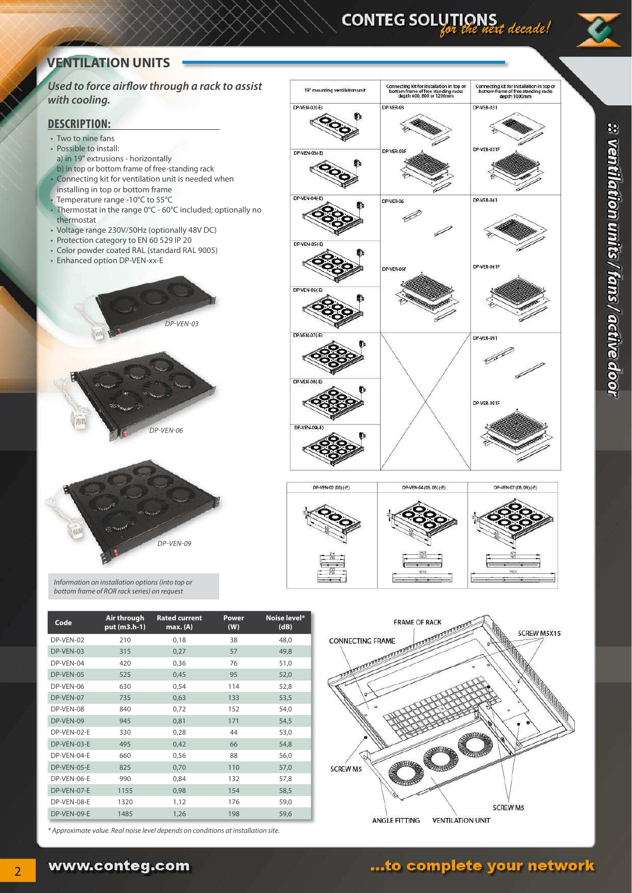## VENTILATION UNITS

*Used to force airflow through a rack to assist with cooling.*

### DESCRIPTION:

- Two to nine fans
- Possible to install:
  a) in 19" extrusions - horizontally
  b) in top or bottom frame of free-standing rack
- Connecting kit for ventilation unit is needed when installing in top or bottom frame
- Temperature range -10°C to 55°C
- Thermostat in the range 0°C - 60°C included; optionally no thermostat
- Voltage range 230V/50Hz (optionally 48V DC)
- Protection category to EN 60 529 IP 20
- Color powder coated RAL (standard RAL 9005)
- Enhanced option DP-VEN-xx-E

DP-VEN-03

DP-VEN-06

DP-VEN-09

| 19" mounting ventilation unit | Connecting kit for installation in top or bottom frame of free standing racks depth 600, 800 or 1200mm | Connecting kit for installation in top or bottom frame of free standing racks depth 1000mm |
|---|---|---|
| DP-VEN-02(-E) | DP-VER-03 | DP-VER-031 |
| DP-VEN-03(-E) | DP-VER-03F | DP-VER-031F |
| DP-VEN-04(-E) | DP-VER-06 | DP-VER-061 |
| DP-VEN-05(-E) | | |
| DP-VEN-06(-E) | DP-VER-06F | DP-VER-061F |
| DP-VEN-07(-E) | | DP-VER-091 |
| DP-VEN-08(-E) | | DP-VER-091F |
| DP-VEN-09(-E) | | |

DP-VEN-02 (03) (-E) | DP-VEN-04 (05, 06) (-E) | DP-VEN-07 (08, 09) (-E)

*Information on installation options (into top or bottom frame of ROR rack series) on request*

| Code | Air through put (m3.h-1) | Rated current max. (A) | Power (W) | Noise level* (dB) |
|---|---|---|---|---|
| DP-VEN-02 | 210 | 0,18 | 38 | 48,0 |
| DP-VEN-03 | 315 | 0,27 | 57 | 49,8 |
| DP-VEN-04 | 420 | 0,36 | 76 | 51,0 |
| DP-VEN-05 | 525 | 0,45 | 95 | 52,0 |
| DP-VEN-06 | 630 | 0,54 | 114 | 52,8 |
| DP-VEN-07 | 735 | 0,63 | 133 | 53,5 |
| DP-VEN-08 | 840 | 0,72 | 152 | 54,0 |
| DP-VEN-09 | 945 | 0,81 | 171 | 54,5 |
| DP-VEN-02-E | 330 | 0,28 | 44 | 53,0 |
| DP-VEN-03-E | 495 | 0,42 | 66 | 54,8 |
| DP-VEN-04-E | 660 | 0,56 | 88 | 56,0 |
| DP-VEN-05-E | 825 | 0,70 | 110 | 57,0 |
| DP-VEN-06-E | 990 | 0,84 | 132 | 57,8 |
| DP-VEN-07-E | 1155 | 0,98 | 154 | 58,5 |
| DP-VEN-08-E | 1320 | 1,12 | 176 | 59,0 |
| DP-VEN-09-E | 1485 | 1,26 | 198 | 59,6 |

*\* Approximate value. Real noise level depends on conditions at installation site.*

FRAME OF RACK, CONNECTING FRAME, SCREW M5X15, SCREW M5, SCREW M5, ANGLE FITTING, VENTILATION UNIT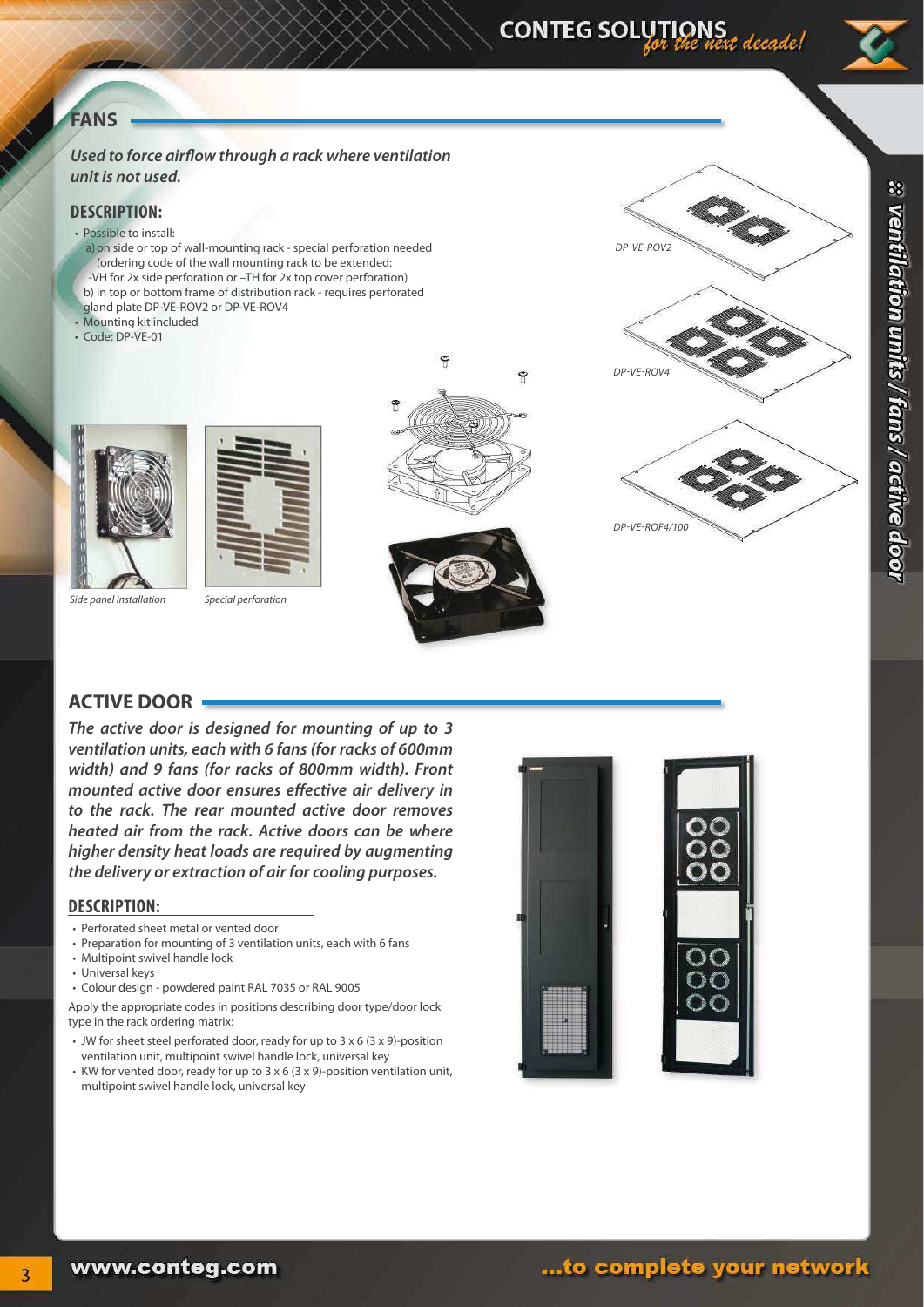## FANS

*Used to force airflow through a rack where ventilation unit is not used.*

### DESCRIPTION:

- Possible to install:
  a) on side or top of wall-mounting rack - special perforation needed (ordering code of the wall mounting rack to be extended: -VH for 2x side perforation or –TH for 2x top cover perforation)
  b) in top or bottom frame of distribution rack - requires perforated gland plate DP-VE-ROV2 or DP-VE-ROV4
- Mounting kit included
- Code: DP-VE-01

DP-VE-ROV2

DP-VE-ROV4

DP-VE-ROF4/100

Side panel installation

Special perforation

## ACTIVE DOOR

***The active door is designed for mounting of up to 3 ventilation units, each with 6 fans (for racks of 600mm width) and 9 fans (for racks of 800mm width). Front mounted active door ensures effective air delivery in to the rack. The rear mounted active door removes heated air from the rack. Active doors can be where higher density heat loads are required by augmenting the delivery or extraction of air for cooling purposes.***

### DESCRIPTION:

- Perforated sheet metal or vented door
- Preparation for mounting of 3 ventilation units, each with 6 fans
- Multipoint swivel handle lock
- Universal keys
- Colour design - powdered paint RAL 7035 or RAL 9005

Apply the appropriate codes in positions describing door type/door lock type in the rack ordering matrix:

- JW for sheet steel perforated door, ready for up to 3 x 6 (3 x 9)-position ventilation unit, multipoint swivel handle lock, universal key
- KW for vented door, ready for up to 3 x 6 (3 x 9)-position ventilation unit, multipoint swivel handle lock, universal key